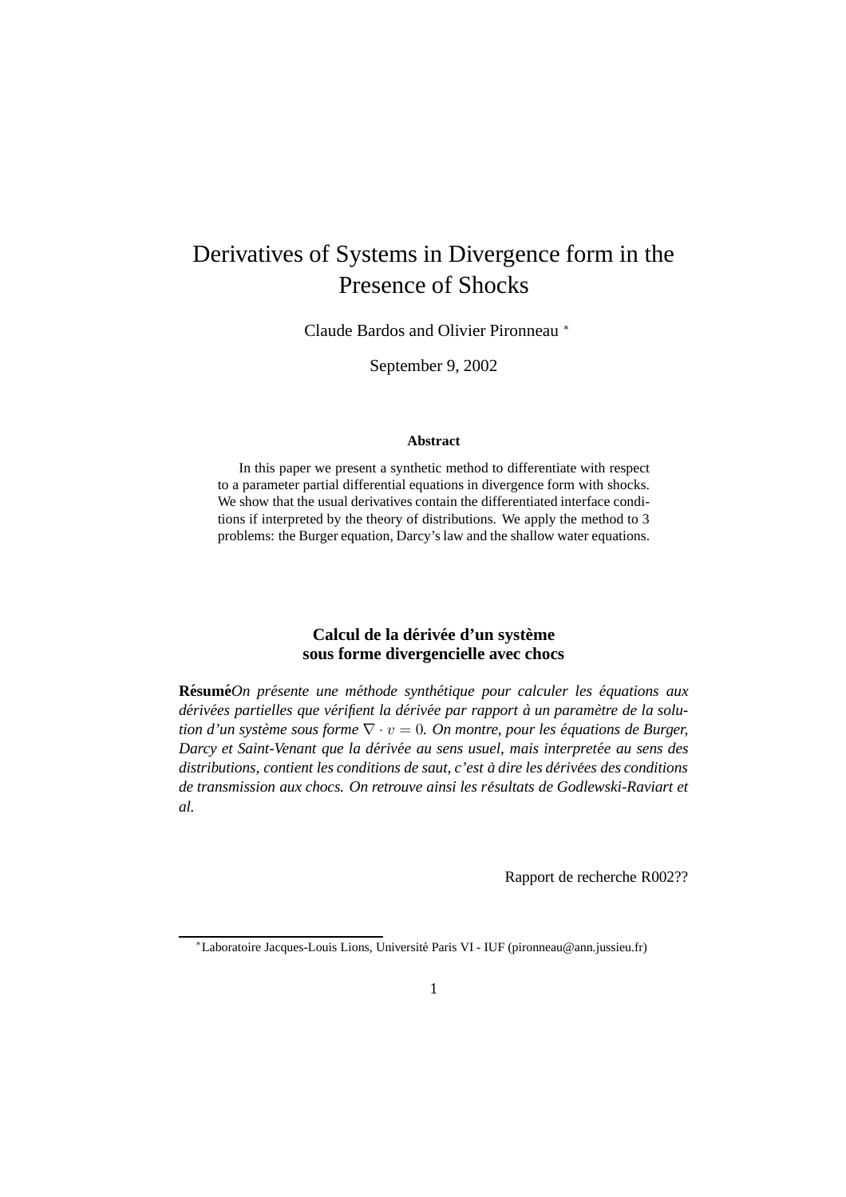# Derivatives of Systems in Divergence form in the Presence of Shocks

Claude Bardos and Olivier Pironneau [*]

September 9, 2002

### Abstract

In this paper we present a synthetic method to differentiate with respect to a parameter partial differential equations in divergence form with shocks. We show that the usual derivatives contain the differentiated interface conditions if interpreted by the theory of distributions. We apply the method to 3 problems: the Burger equation, Darcy's law and the shallow water equations.

### Calcul de la dérivée d'un système sous forme divergencielle avec chocs

**Résumé** *On présente une méthode synthétique pour calculer les équations aux dérivées partielles que vérifient la dérivée par rapport à un paramètre de la solution d'un système sous forme* $\nabla \cdot v = 0$*. On montre, pour les équations de Burger, Darcy et Saint-Venant que la dérivée au sens usuel, mais interpretée au sens des distributions, contient les conditions de saut, c'est à dire les dérivées des conditions de transmission aux chocs. On retrouve ainsi les résultats de Godlewski-Raviart et al.*

Rapport de recherche R002??

[*] Laboratoire Jacques-Louis Lions, Université Paris VI - IUF (pironneau@ann.jussieu.fr)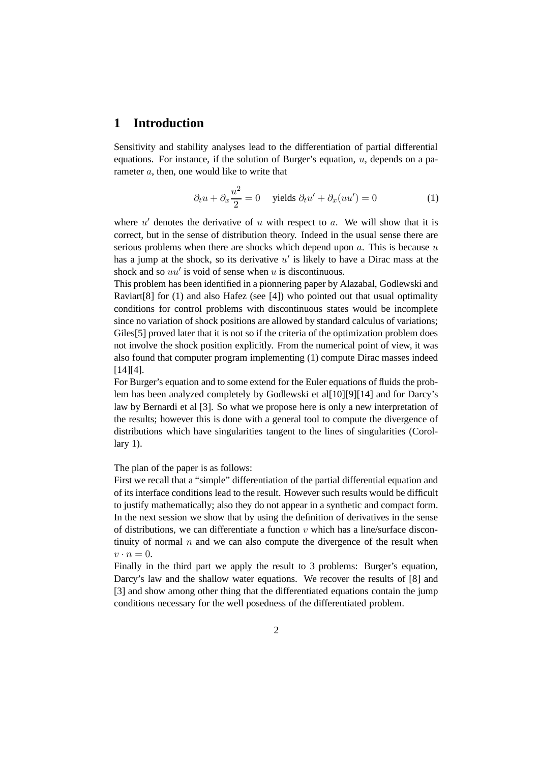# 1 Introduction

Sensitivity and stability analyses lead to the differentiation of partial differential equations. For instance, if the solution of Burger's equation, $u$, depends on a parameter $a$, then, one would like to write that

$$\partial_t u + \partial_x \frac{u^2}{2} = 0 \quad \text{yields } \partial_t u' + \partial_x (uu') = 0 \tag{1}$$

where $u'$ denotes the derivative of $u$ with respect to $a$. We will show that it is correct, but in the sense of distribution theory. Indeed in the usual sense there are serious problems when there are shocks which depend upon $a$. This is because $u$ has a jump at the shock, so its derivative $u'$ is likely to have a Dirac mass at the shock and so $uu'$ is void of sense when $u$ is discontinuous.

This problem has been identified in a pionnering paper by Alazabal, Godlewski and Raviart[8] for (1) and also Hafez (see [4]) who pointed out that usual optimality conditions for control problems with discontinuous states would be incomplete since no variation of shock positions are allowed by standard calculus of variations; Giles[5] proved later that it is not so if the criteria of the optimization problem does not involve the shock position explicitly. From the numerical point of view, it was also found that computer program implementing (1) compute Dirac masses indeed [14][4].

For Burger's equation and to some extend for the Euler equations of fluids the problem has been analyzed completely by Godlewski et al[10][9][14] and for Darcy's law by Bernardi et al [3]. So what we propose here is only a new interpretation of the results; however this is done with a general tool to compute the divergence of distributions which have singularities tangent to the lines of singularities (Corollary 1).

The plan of the paper is as follows:

First we recall that a "simple" differentiation of the partial differential equation and of its interface conditions lead to the result. However such results would be difficult to justify mathematically; also they do not appear in a synthetic and compact form. In the next session we show that by using the definition of derivatives in the sense of distributions, we can differentiate a function $v$ which has a line/surface discontinuity of normal $n$ and we can also compute the divergence of the result when $v \cdot n = 0$.

Finally in the third part we apply the result to 3 problems: Burger's equation, Darcy's law and the shallow water equations. We recover the results of [8] and [3] and show among other thing that the differentiated equations contain the jump conditions necessary for the well posedness of the differentiated problem.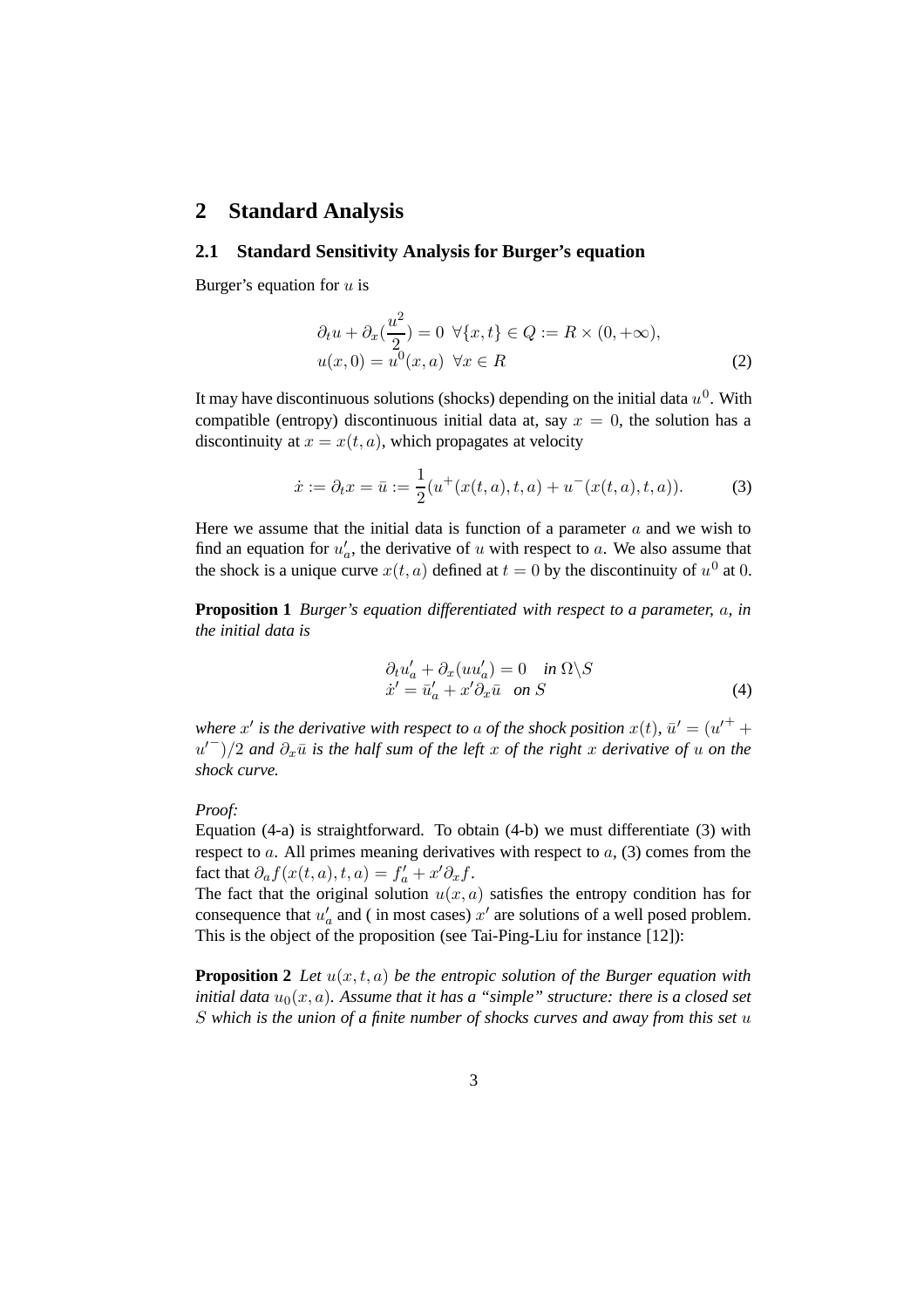## 2 Standard Analysis

### 2.1 Standard Sensitivity Analysis for Burger's equation

Burger's equation for $u$ is

$$
\begin{aligned}
&\partial_t u + \partial_x(\frac{u^2}{2}) = 0 \ \ \forall \{x,t\} \in Q := R \times (0, +\infty), \\
&u(x,0) = u^0(x,a) \ \ \forall x \in R
\end{aligned}
\tag{2}
$$

It may have discontinuous solutions (shocks) depending on the initial data $u^0$. With compatible (entropy) discontinuous initial data at, say $x = 0$, the solution has a discontinuity at $x = x(t,a)$, which propagates at velocity

$$
\dot{x} := \partial_t x = \bar{u} := \frac{1}{2}(u^+(x(t,a),t,a) + u^-(x(t,a),t,a)). \tag{3}
$$

Here we assume that the initial data is function of a parameter $a$ and we wish to find an equation for $u'_a$, the derivative of $u$ with respect to $a$. We also assume that the shock is a unique curve $x(t,a)$ defined at $t = 0$ by the discontinuity of $u^0$ at $0$.

**Proposition 1** *Burger's equation differentiated with respect to a parameter, $a$, in the initial data is*

$$
\begin{aligned}
&\partial_t u'_a + \partial_x(u u'_a) = 0 \quad \textit{in } \Omega \backslash S \\
&\dot{x}' = \bar{u}'_a + x' \partial_x \bar{u} \quad \textit{on } S
\end{aligned}
\tag{4}
$$

*where $x'$ is the derivative with respect to $a$ of the shock position $x(t)$, $\bar{u}' = (u'^+ + u'^-)/2$ and $\partial_x \bar{u}$ is the half sum of the left $x$ of the right $x$ derivative of $u$ on the shock curve.*

*Proof:*
Equation (4-a) is straightforward. To obtain (4-b) we must differentiate (3) with respect to $a$. All primes meaning derivatives with respect to $a$, (3) comes from the fact that $\partial_a f(x(t,a),t,a) = f'_a + x' \partial_x f$.
The fact that the original solution $u(x,a)$ satisfies the entropy condition has for consequence that $u'_a$ and ( in most cases) $x'$ are solutions of a well posed problem. This is the object of the proposition (see Tai-Ping-Liu for instance [12]):

**Proposition 2** *Let $u(x,t,a)$ be the entropic solution of the Burger equation with initial data $u_0(x,a)$. Assume that it has a "simple" structure: there is a closed set $S$ which is the union of a finite number of shocks curves and away from this set $u$*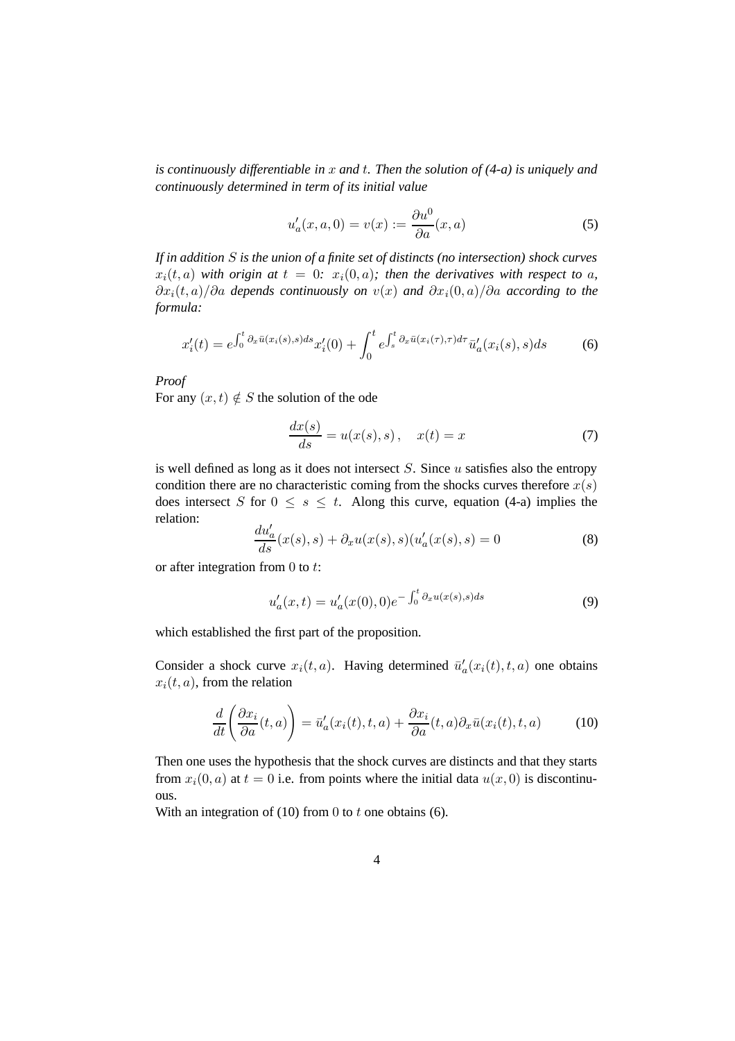*is continuously differentiable in $x$ and $t$. Then the solution of (4-a) is uniquely and continuously determined in term of its initial value*

$$u'_a(x,a,0) = v(x) := \frac{\partial u^0}{\partial a}(x,a) \tag{5}$$

*If in addition $S$ is the union of a finite set of distincts (no intersection) shock curves $x_i(t,a)$ with origin at $t = 0$: $x_i(0,a)$; then the derivatives with respect to $a$, $\partial x_i(t,a)/\partial a$ depends continuously on $v(x)$ and $\partial x_i(0,a)/\partial a$ according to the formula:*

$$x'_i(t) = e^{\int_0^t \partial_x \bar{u}(x_i(s),s)ds} x'_i(0) + \int_0^t e^{\int_s^t \partial_x \bar{u}(x_i(\tau),\tau)d\tau} \bar{u}'_a(x_i(s),s)ds \tag{6}$$

*Proof*

For any $(x,t) \notin S$ the solution of the ode

$$\frac{dx(s)}{ds} = u(x(s),s), \quad x(t) = x \tag{7}$$

is well defined as long as it does not intersect $S$. Since $u$ satisfies also the entropy condition there are no characteristic coming from the shocks curves therefore $x(s)$ does intersect $S$ for $0 \leq s \leq t$. Along this curve, equation (4-a) implies the relation:

$$\frac{du'_a}{ds}(x(s),s) + \partial_x u(x(s),s)(u'_a(x(s),s) = 0 \tag{8}$$

or after integration from $0$ to $t$:

$$u'_a(x,t) = u'_a(x(0),0)e^{-\int_0^t \partial_x u(x(s),s)ds} \tag{9}$$

which established the first part of the proposition.

Consider a shock curve $x_i(t,a)$. Having determined $\bar{u}'_a(x_i(t),t,a)$ one obtains $x_i(t,a)$, from the relation

$$\frac{d}{dt}\left(\frac{\partial x_i}{\partial a}(t,a)\right) = \bar{u}'_a(x_i(t),t,a) + \frac{\partial x_i}{\partial a}(t,a)\partial_x \bar{u}(x_i(t),t,a) \tag{10}$$

Then one uses the hypothesis that the shock curves are distincts and that they starts from $x_i(0,a)$ at $t = 0$ i.e. from points where the initial data $u(x,0)$ is discontinuous.

With an integration of (10) from $0$ to $t$ one obtains (6).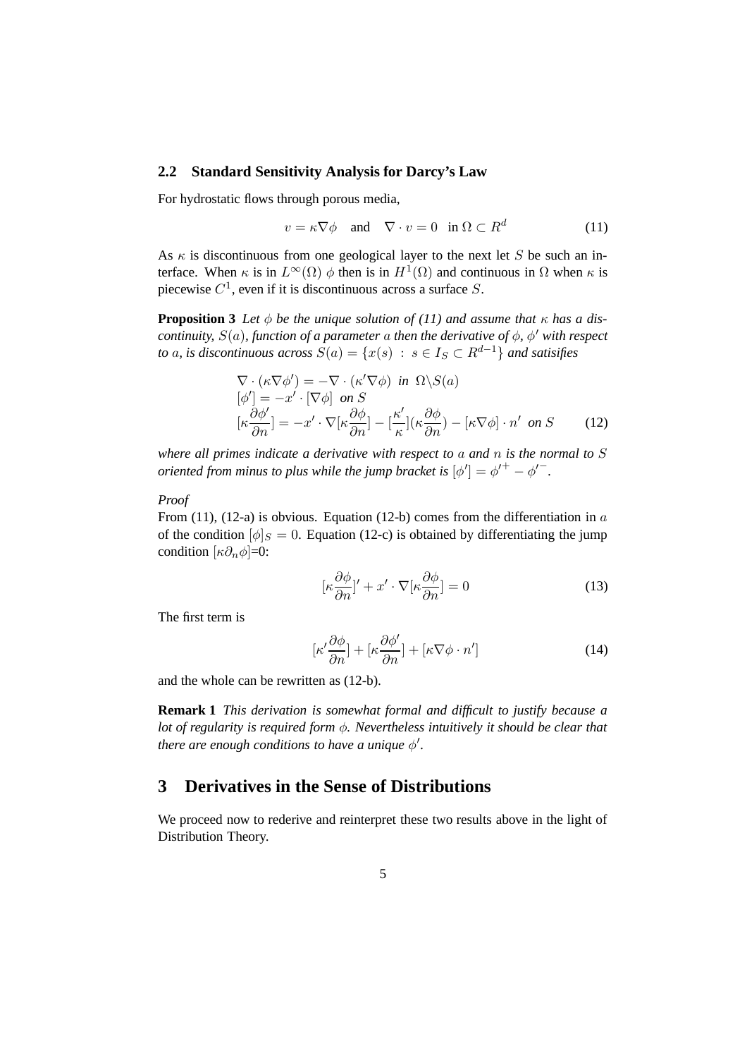### 2.2 Standard Sensitivity Analysis for Darcy's Law

For hydrostatic flows through porous media,

$$v = \kappa\nabla\phi \quad \text{and} \quad \nabla\cdot v = 0 \quad \text{in } \Omega \subset R^d \tag{11}$$

As $\kappa$ is discontinuous from one geological layer to the next let $S$ be such an interface. When $\kappa$ is in $L^\infty(\Omega)$ $\phi$ then is in $H^1(\Omega)$ and continuous in $\Omega$ when $\kappa$ is piecewise $C^1$, even if it is discontinuous across a surface $S$.

**Proposition 3** *Let $\phi$ be the unique solution of (11) and assume that $\kappa$ has a discontinuity, $S(a)$, function of a parameter $a$ then the derivative of $\phi$, $\phi'$ with respect to $a$, is discontinuous across $S(a) = \{x(s) \,:\, s \in I_S \subset R^{d-1}\}$ and satisifies*

$$\begin{aligned}
&\nabla\cdot(\kappa\nabla\phi') = -\nabla\cdot(\kappa'\nabla\phi) \;\text{ in }\; \Omega\backslash S(a)\\
&[\phi'] = -x'\cdot[\nabla\phi] \;\text{ on } S\\
&[\kappa\frac{\partial\phi'}{\partial n}] = -x'\cdot\nabla[\kappa\frac{\partial\phi}{\partial n}] - [\frac{\kappa'}{\kappa}](\kappa\frac{\partial\phi}{\partial n}) - [\kappa\nabla\phi]\cdot n' \;\text{ on } S
\end{aligned} \tag{12}$$

*where all primes indicate a derivative with respect to $a$ and $n$ is the normal to $S$ oriented from minus to plus while the jump bracket is $[\phi'] = {\phi'}^+ - {\phi'}^-$.*

*Proof*

From (11), (12-a) is obvious. Equation (12-b) comes from the differentiation in $a$ of the condition $[\phi]_S = 0$. Equation (12-c) is obtained by differentiating the jump condition $[\kappa\partial_n\phi]$=0:

$$[\kappa\frac{\partial\phi}{\partial n}]' + x'\cdot\nabla[\kappa\frac{\partial\phi}{\partial n}] = 0 \tag{13}$$

The first term is

$$[\kappa'\frac{\partial\phi}{\partial n}] + [\kappa\frac{\partial\phi'}{\partial n}] + [\kappa\nabla\phi\cdot n'] \tag{14}$$

and the whole can be rewritten as (12-b).

**Remark 1** *This derivation is somewhat formal and difficult to justify because a lot of regularity is required form $\phi$. Nevertheless intuitively it should be clear that there are enough conditions to have a unique $\phi'$.*

## 3 Derivatives in the Sense of Distributions

We proceed now to rederive and reinterpret these two results above in the light of Distribution Theory.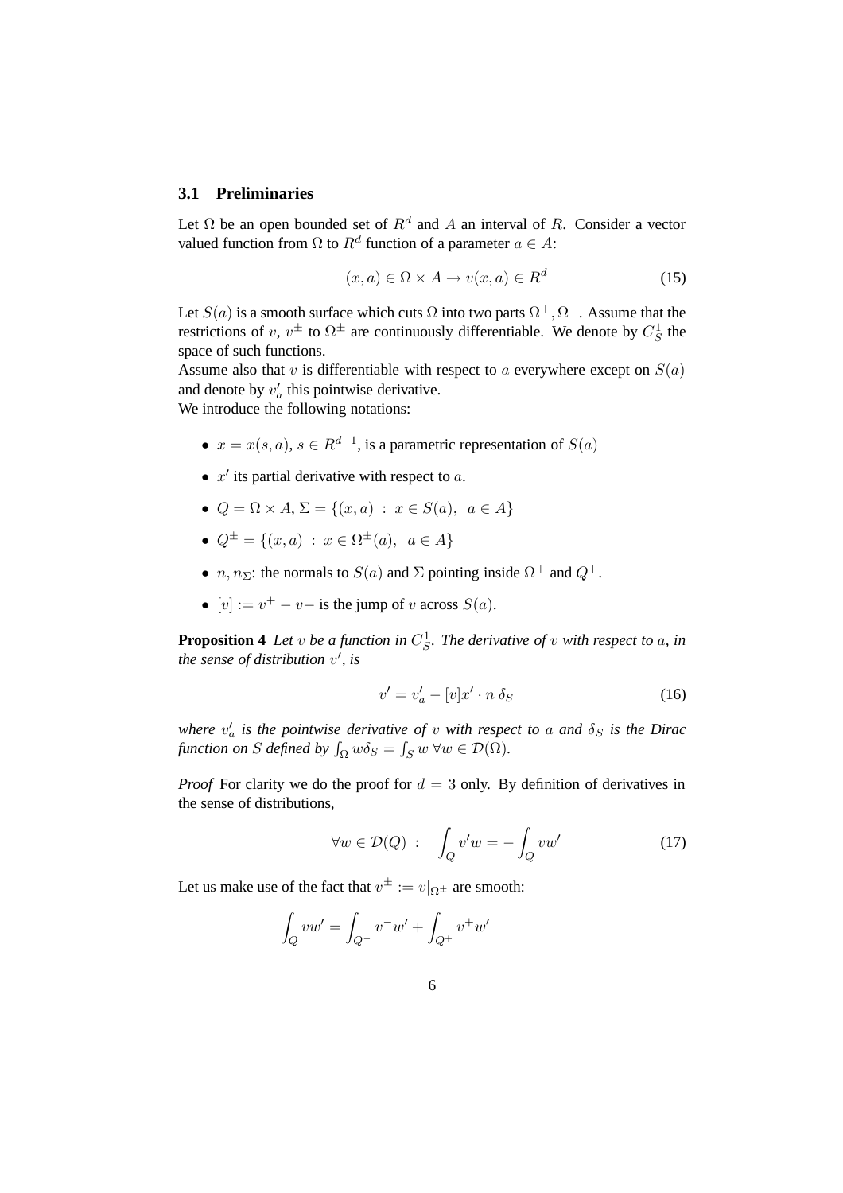### 3.1 Preliminaries

Let $\Omega$ be an open bounded set of $R^d$ and $A$ an interval of $R$. Consider a vector valued function from $\Omega$ to $R^d$ function of a parameter $a \in A$:

$$(x, a) \in \Omega \times A \rightarrow v(x, a) \in R^d \tag{15}$$

Let $S(a)$ is a smooth surface which cuts $\Omega$ into two parts $\Omega^+, \Omega^-$. Assume that the restrictions of $v$, $v^\pm$ to $\Omega^\pm$ are continuously differentiable. We denote by $C^1_S$ the space of such functions.
Assume also that $v$ is differentiable with respect to $a$ everywhere except on $S(a)$ and denote by $v'_a$ this pointwise derivative.
We introduce the following notations:

- $x = x(s, a)$, $s \in R^{d-1}$, is a parametric representation of $S(a)$
- $x'$ its partial derivative with respect to $a$.
- $Q = \Omega \times A$, $\Sigma = \{(x, a) \ : \ x \in S(a), \ \ a \in A\}$
- $Q^\pm = \{(x, a) \ : \ x \in \Omega^\pm(a), \ \ a \in A\}$
- $n, n_\Sigma$: the normals to $S(a)$ and $\Sigma$ pointing inside $\Omega^+$ and $Q^+$.
- $[v] := v^+ - v-$ is the jump of $v$ across $S(a)$.

**Proposition 4** *Let $v$ be a function in $C^1_S$. The derivative of $v$ with respect to $a$, in the sense of distribution $v'$, is*

$$v' = v'_a - [v]x' \cdot n \ \delta_S \tag{16}$$

*where $v'_a$ is the pointwise derivative of $v$ with respect to $a$ and $\delta_S$ is the Dirac function on $S$ defined by $\int_\Omega w\delta_S = \int_S w \ \forall w \in \mathcal{D}(\Omega)$.*

*Proof* For clarity we do the proof for $d = 3$ only. By definition of derivatives in the sense of distributions,

$$\forall w \in \mathcal{D}(Q) \ : \quad \int_Q v'w = -\int_Q vw' \tag{17}$$

Let us make use of the fact that $v^\pm := v|_{\Omega^\pm}$ are smooth:

$$\int_Q vw' = \int_{Q^-} v^- w' + \int_{Q^+} v^+ w'$$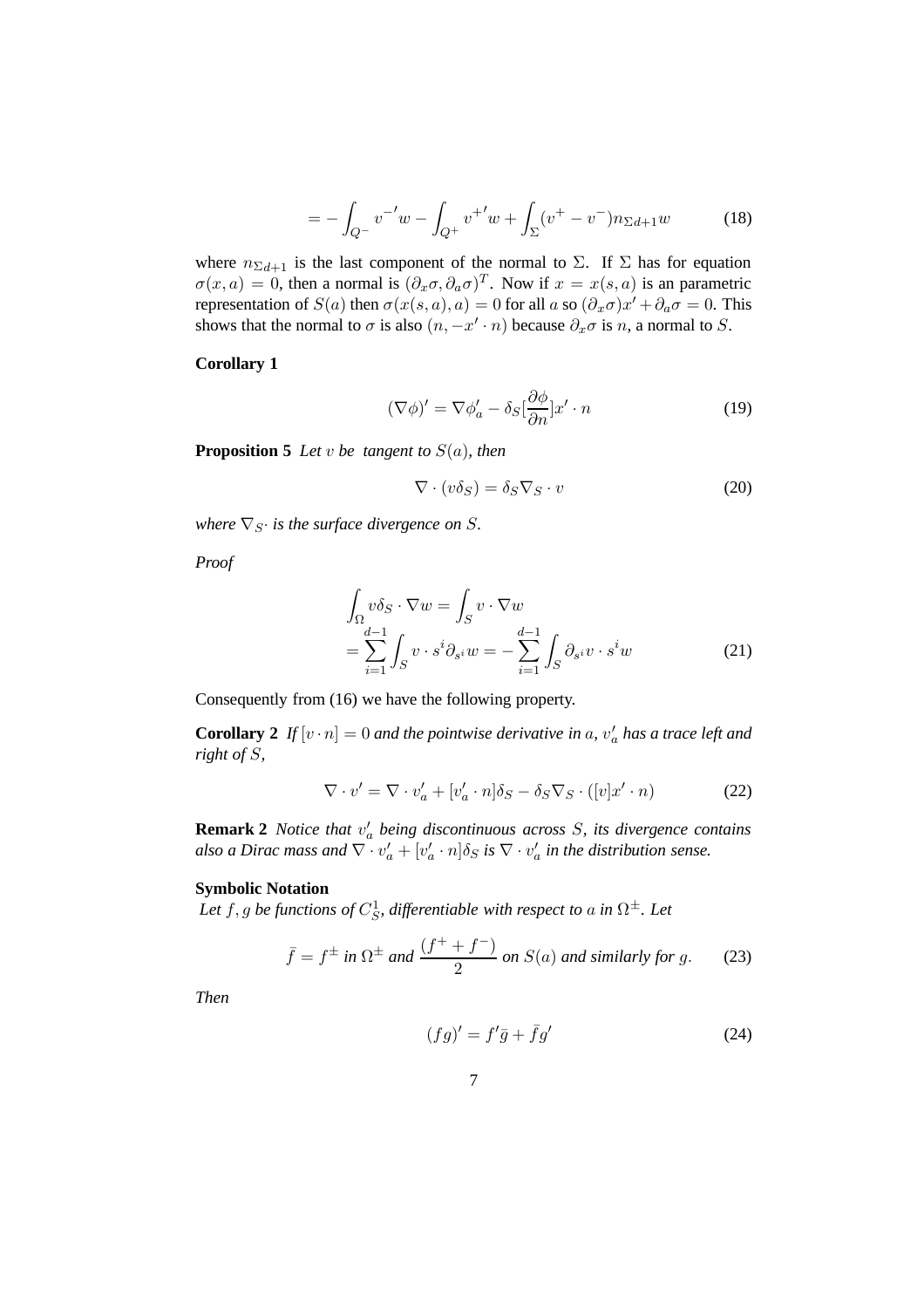$$= -\int_{Q^-} v^{-\prime} w - \int_{Q^+} v^{+\prime} w + \int_\Sigma (v^+ - v^-) n_{\Sigma d+1} w \tag{18}$$

where $n_{\Sigma d+1}$ is the last component of the normal to $\Sigma$. If $\Sigma$ has for equation $\sigma(x,a) = 0$, then a normal is $(\partial_x \sigma, \partial_a \sigma)^T$. Now if $x = x(s,a)$ is an parametric representation of $S(a)$ then $\sigma(x(s,a),a) = 0$ for all $a$ so $(\partial_x \sigma)x' + \partial_a \sigma = 0$. This shows that the normal to $\sigma$ is also $(n, -x' \cdot n)$ because $\partial_x \sigma$ is $n$, a normal to $S$.

**Corollary 1**

$$(\nabla \phi)' = \nabla \phi'_a - \delta_S [\frac{\partial \phi}{\partial n}] x' \cdot n \tag{19}$$

**Proposition 5** *Let $v$ be tangent to $S(a)$, then*

$$\nabla \cdot (v \delta_S) = \delta_S \nabla_S \cdot v \tag{20}$$

*where $\nabla_S \cdot$ is the surface divergence on $S$.*

*Proof*

$$\begin{aligned}
&\int_\Omega v \delta_S \cdot \nabla w = \int_S v \cdot \nabla w \\
&= \sum_{i=1}^{d-1} \int_S v \cdot s^i \partial_{s^i} w = -\sum_{i=1}^{d-1} \int_S \partial_{s^i} v \cdot s^i w
\end{aligned} \tag{21}$$

Consequently from (16) we have the following property.

**Corollary 2** *If $[v \cdot n] = 0$ and the pointwise derivative in $a$, $v'_a$ has a trace left and right of $S$,*

$$\nabla \cdot v' = \nabla \cdot v'_a + [v'_a \cdot n] \delta_S - \delta_S \nabla_S \cdot ([v] x' \cdot n) \tag{22}$$

**Remark 2** *Notice that $v'_a$ being discontinuous across $S$, its divergence contains also a Dirac mass and $\nabla \cdot v'_a + [v'_a \cdot n]\delta_S$ is $\nabla \cdot v'_a$ in the distribution sense.*

**Symbolic Notation**

*Let $f, g$ be functions of $C^1_S$, differentiable with respect to $a$ in $\Omega^\pm$. Let*

$$\bar{f} = f^\pm \text{ in } \Omega^\pm \text{ and } \frac{(f^+ + f^-)}{2} \text{ on } S(a) \text{ and similarly for } g. \tag{23}$$

*Then*

$$(fg)' = f' \bar{g} + \bar{f} g' \tag{24}$$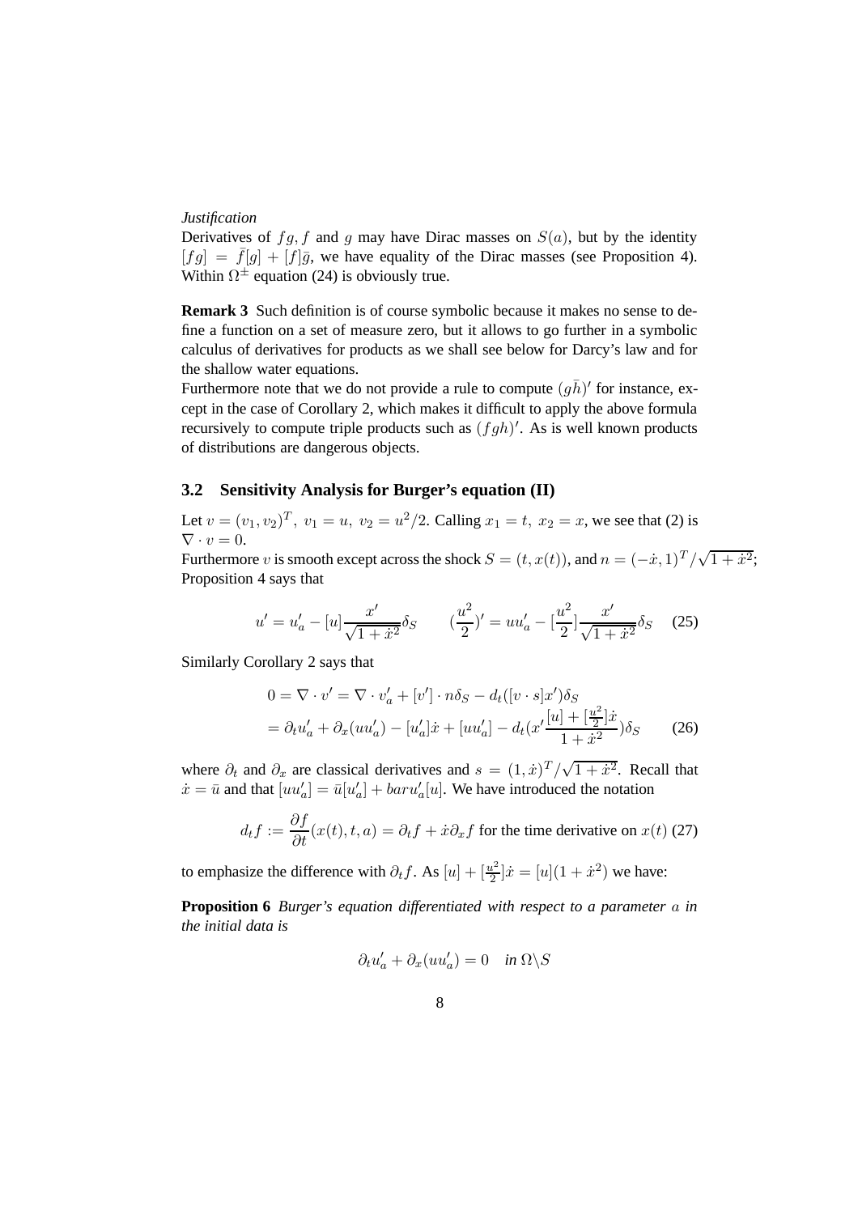*Justification*
Derivatives of $fg, f$ and $g$ may have Dirac masses on $S(a)$, but by the identity $[fg] = \bar{f}[g] + [f]\bar{g}$, we have equality of the Dirac masses (see Proposition 4). Within $\Omega^{\pm}$ equation (24) is obviously true.

**Remark 3** Such definition is of course symbolic because it makes no sense to define a function on a set of measure zero, but it allows to go further in a symbolic calculus of derivatives for products as we shall see below for Darcy's law and for the shallow water equations.
Furthermore note that we do not provide a rule to compute $(g\bar{h})'$ for instance, except in the case of Corollary 2, which makes it difficult to apply the above formula recursively to compute triple products such as $(fgh)'$. As is well known products of distributions are dangerous objects.

## 3.2 Sensitivity Analysis for Burger's equation (II)

Let $v = (v_1, v_2)^T,\ v_1 = u,\ v_2 = u^2/2$. Calling $x_1 = t,\ x_2 = x$, we see that (2) is $\nabla \cdot v = 0$.
Furthermore $v$ is smooth except across the shock $S = (t, x(t))$, and $n = (-\dot{x}, 1)^T/\sqrt{1+\dot{x}^2}$; Proposition 4 says that

$$u' = u'_a - [u]\frac{x'}{\sqrt{1+\dot{x}^2}}\delta_S \qquad (\frac{u^2}{2})' = uu'_a - [\frac{u^2}{2}]\frac{x'}{\sqrt{1+\dot{x}^2}}\delta_S \quad (25)$$

Similarly Corollary 2 says that

$$\begin{aligned} 0 = \nabla \cdot v' &= \nabla \cdot v'_a + [v'] \cdot n\delta_S - d_t([v \cdot s]x')\delta_S \\ &= \partial_t u'_a + \partial_x(uu'_a) - [u'_a]\dot{x} + [uu'_a] - d_t(x'\frac{[u] + [\frac{u^2}{2}]\dot{x}}{1+\dot{x}^2})\delta_S \end{aligned} \quad (26)$$

where $\partial_t$ and $\partial_x$ are classical derivatives and $s = (1, \dot{x})^T/\sqrt{1+\dot{x}^2}$. Recall that $\dot{x} = \bar{u}$ and that $[uu'_a] = \bar{u}[u'_a] + baru'_a[u]$. We have introduced the notation

$$d_t f := \frac{\partial f}{\partial t}(x(t), t, a) = \partial_t f + \dot{x}\partial_x f \text{ for the time derivative on } x(t) \quad (27)$$

to emphasize the difference with $\partial_t f$. As $[u] + [\frac{u^2}{2}]\dot{x} = [u](1 + \dot{x}^2)$ we have:

**Proposition 6** *Burger's equation differentiated with respect to a parameter $a$ in the initial data is*

$$\partial_t u'_a + \partial_x(uu'_a) = 0 \quad \textit{in } \Omega\backslash S$$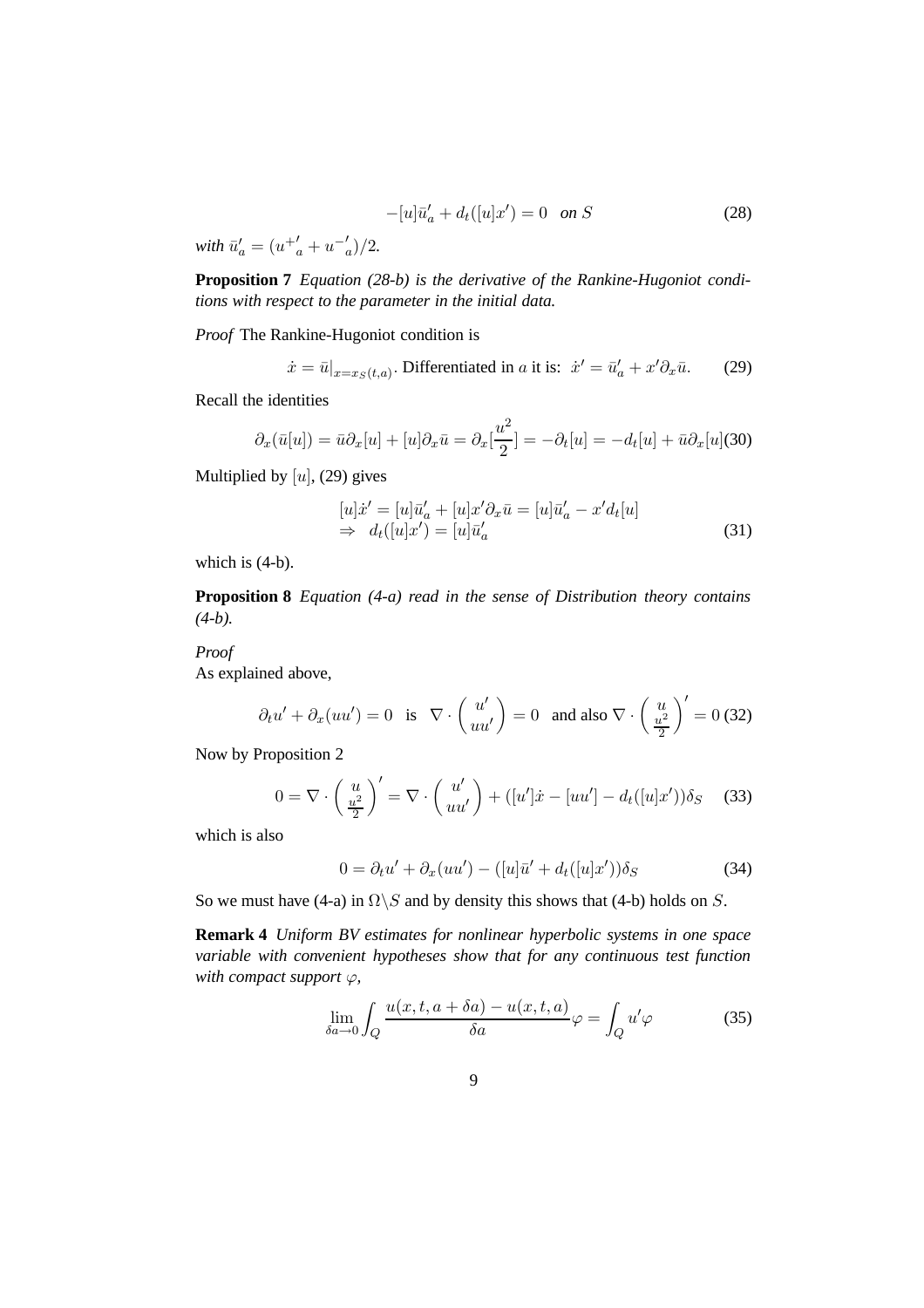$$-[u]\bar{u}'_a + d_t([u]x') = 0 \quad \textit{on } S \tag{28}$$

*with* $\bar{u}'_a = ({u^+}'_a + {u^-}'_a)/2$.

**Proposition 7** *Equation (28-b) is the derivative of the Rankine-Hugoniot conditions with respect to the parameter in the initial data.*

*Proof* The Rankine-Hugoniot condition is

$$\dot{x} = \bar{u}|_{x=x_S(t,a)}. \text{ Differentiated in } a \text{ it is: } \dot{x}' = \bar{u}'_a + x'\partial_x \bar{u}. \tag{29}$$

Recall the identities

$$\partial_x(\bar{u}[u]) = \bar{u}\partial_x[u] + [u]\partial_x\bar{u} = \partial_x[\frac{u^2}{2}] = -\partial_t[u] = -d_t[u] + \bar{u}\partial_x[u] \tag{30}$$

Multiplied by $[u]$, (29) gives

$$\begin{aligned} &[u]\dot{x}' = [u]\bar{u}'_a + [u]x'\partial_x\bar{u} = [u]\bar{u}'_a - x'd_t[u] \\ &\Rightarrow \ d_t([u]x') = [u]\bar{u}'_a \end{aligned} \tag{31}$$

which is (4-b).

**Proposition 8** *Equation (4-a) read in the sense of Distribution theory contains (4-b).*

*Proof*

As explained above,

$$\partial_t u' + \partial_x(uu') = 0 \quad \text{is} \quad \nabla\cdot\begin{pmatrix} u' \\ uu' \end{pmatrix} = 0 \quad \text{and also } \nabla\cdot\begin{pmatrix} u \\ \frac{u^2}{2} \end{pmatrix}' = 0 \tag{32}$$

Now by Proposition 2

$$0 = \nabla\cdot\begin{pmatrix} u \\ \frac{u^2}{2} \end{pmatrix}' = \nabla\cdot\begin{pmatrix} u' \\ uu' \end{pmatrix} + ([u']\dot{x} - [uu'] - d_t([u]x'))\delta_S \tag{33}$$

which is also

$$0 = \partial_t u' + \partial_x(uu') - ([u]\bar{u}' + d_t([u]x'))\delta_S \tag{34}$$

So we must have (4-a) in $\Omega\backslash S$ and by density this shows that (4-b) holds on $S$.

**Remark 4** *Uniform BV estimates for nonlinear hyperbolic systems in one space variable with convenient hypotheses show that for any continuous test function with compact support* $\varphi$,

$$\lim_{\delta a\to 0}\int_Q \frac{u(x,t,a+\delta a) - u(x,t,a)}{\delta a}\varphi = \int_Q u'\varphi \tag{35}$$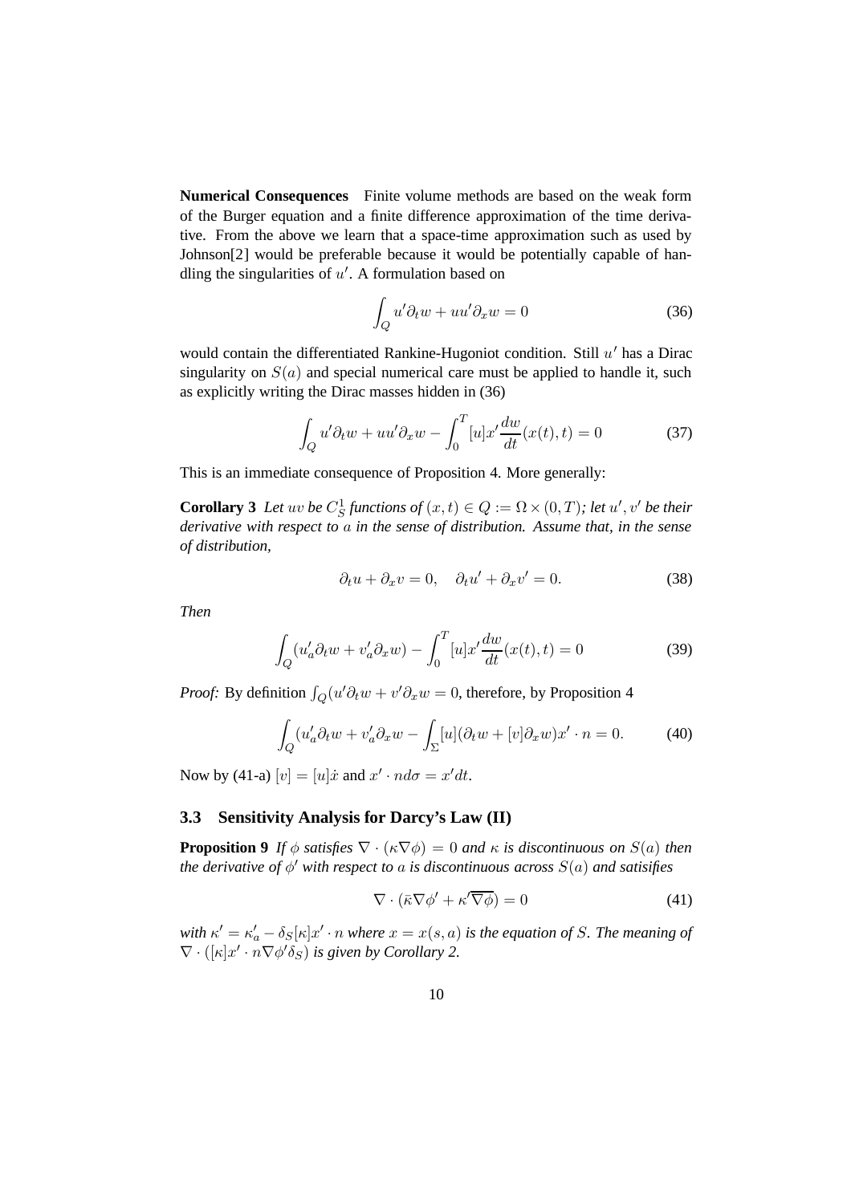**Numerical Consequences** Finite volume methods are based on the weak form of the Burger equation and a finite difference approximation of the time derivative. From the above we learn that a space-time approximation such as used by Johnson[2] would be preferable because it would be potentially capable of handling the singularities of $u'$. A formulation based on

$$\int_Q u'\partial_t w + uu'\partial_x w = 0 \tag{36}$$

would contain the differentiated Rankine-Hugoniot condition. Still $u'$ has a Dirac singularity on $S(a)$ and special numerical care must be applied to handle it, such as explicitly writing the Dirac masses hidden in (36)

$$\int_Q u'\partial_t w + uu'\partial_x w - \int_0^T [u]x'\frac{dw}{dt}(x(t),t) = 0 \tag{37}$$

This is an immediate consequence of Proposition 4. More generally:

**Corollary 3** *Let $uv$ be $C^1_S$ functions of $(x,t) \in Q := \Omega \times (0,T)$; let $u', v'$ be their derivative with respect to $a$ in the sense of distribution. Assume that, in the sense of distribution,*

$$\partial_t u + \partial_x v = 0, \quad \partial_t u' + \partial_x v' = 0. \tag{38}$$

*Then*

$$\int_Q (u'_a \partial_t w + v'_a \partial_x w) - \int_0^T [u]x'\frac{dw}{dt}(x(t),t) = 0 \tag{39}$$

*Proof:* By definition $\int_Q (u'\partial_t w + v'\partial_x w = 0$, therefore, by Proposition 4

$$\int_Q (u'_a \partial_t w + v'_a \partial_x w - \int_\Sigma [u](\partial_t w + [v]\partial_x w)x' \cdot n = 0. \tag{40}$$

Now by (41-a) $[v] = [u]\dot{x}$ and $x' \cdot n d\sigma = x' dt$.

### 3.3 Sensitivity Analysis for Darcy's Law (II)

**Proposition 9** *If $\phi$ satisfies $\nabla \cdot (\kappa \nabla \phi) = 0$ and $\kappa$ is discontinuous on $S(a)$ then the derivative of $\phi'$ with respect to $a$ is discontinuous across $S(a)$ and satisifies*

$$\nabla \cdot (\bar{\kappa}\nabla\phi' + \kappa'\overline{\nabla\phi}) = 0 \tag{41}$$

*with $\kappa' = \kappa'_a - \delta_S[\kappa]x' \cdot n$ where $x = x(s,a)$ is the equation of $S$. The meaning of $\nabla \cdot ([\kappa]x' \cdot n\nabla\phi'\delta_S)$ is given by Corollary 2.*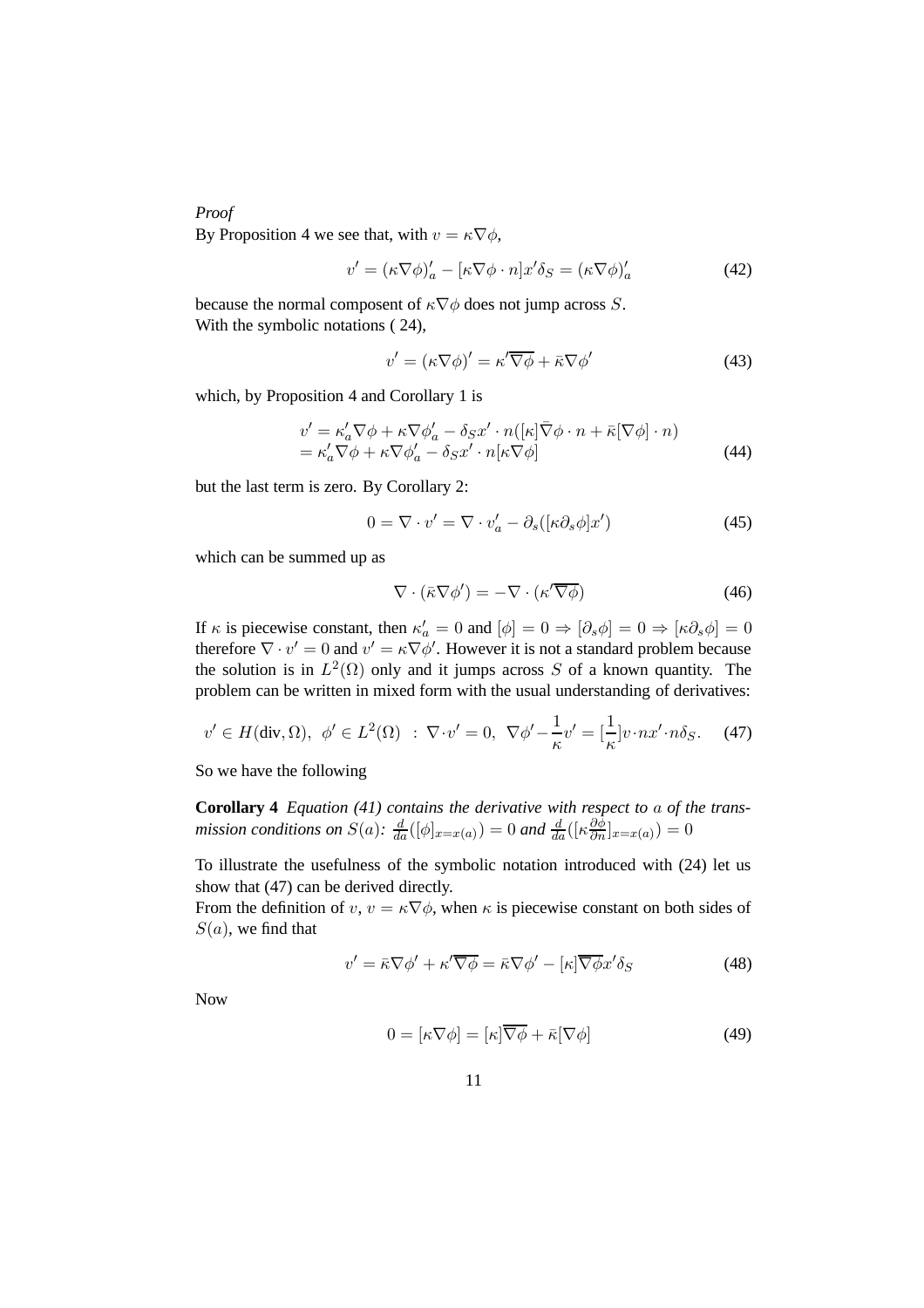*Proof*

By Proposition 4 we see that, with $v = \kappa\nabla\phi$,

$$v' = (\kappa\nabla\phi)'_a - [\kappa\nabla\phi \cdot n]x'\delta_S = (\kappa\nabla\phi)'_a \tag{42}$$

because the normal composent of $\kappa\nabla\phi$ does not jump across $S$.
With the symbolic notations ( 24),

$$v' = (\kappa\nabla\phi)' = \kappa'\overline{\nabla\phi} + \bar{\kappa}\nabla\phi' \tag{43}$$

which, by Proposition 4 and Corollary 1 is

$$\begin{aligned} v' &= \kappa'_a\nabla\phi + \kappa\nabla\phi'_a - \delta_S x' \cdot n([\kappa]\bar{\nabla}\phi \cdot n + \bar{\kappa}[\nabla\phi] \cdot n) \\ &= \kappa'_a\nabla\phi + \kappa\nabla\phi'_a - \delta_S x' \cdot n[\kappa\nabla\phi] \end{aligned} \tag{44}$$

but the last term is zero. By Corollary 2:

$$0 = \nabla \cdot v' = \nabla \cdot v'_a - \partial_s([\kappa\partial_s\phi]x') \tag{45}$$

which can be summed up as

$$\nabla \cdot (\bar{\kappa}\nabla\phi') = -\nabla \cdot (\kappa'\overline{\nabla\phi}) \tag{46}$$

If $\kappa$ is piecewise constant, then $\kappa'_a = 0$ and $[\phi] = 0 \Rightarrow [\partial_s\phi] = 0 \Rightarrow [\kappa\partial_s\phi] = 0$ therefore $\nabla \cdot v' = 0$ and $v' = \kappa\nabla\phi'$. However it is not a standard problem because the solution is in $L^2(\Omega)$ only and it jumps across $S$ of a known quantity. The problem can be written in mixed form with the usual understanding of derivatives:

$$v' \in H(\text{div}, \Omega),\ \ \phi' \in L^2(\Omega)\ \ :\ \nabla \cdot v' = 0,\ \ \nabla\phi' - \frac{1}{\kappa}v' = [\frac{1}{\kappa}]v \cdot nx' \cdot n\delta_S. \tag{47}$$

So we have the following

**Corollary 4** *Equation (41) contains the derivative with respect to $a$ of the transmission conditions on $S(a)$: $\frac{d}{da}([\phi]_{x=x(a)}) = 0$ and $\frac{d}{da}([\kappa\frac{\partial\phi}{\partial n}]_{x=x(a)}) = 0$*

To illustrate the usefulness of the symbolic notation introduced with (24) let us show that (47) can be derived directly.
From the definition of $v$, $v = \kappa\nabla\phi$, when $\kappa$ is piecewise constant on both sides of $S(a)$, we find that

$$v' = \bar{\kappa}\nabla\phi' + \kappa'\overline{\nabla\phi} = \bar{\kappa}\nabla\phi' - [\kappa]\overline{\nabla\phi}x'\delta_S \tag{48}$$

Now

$$0 = [\kappa\nabla\phi] = [\kappa]\overline{\nabla\phi} + \bar{\kappa}[\nabla\phi] \tag{49}$$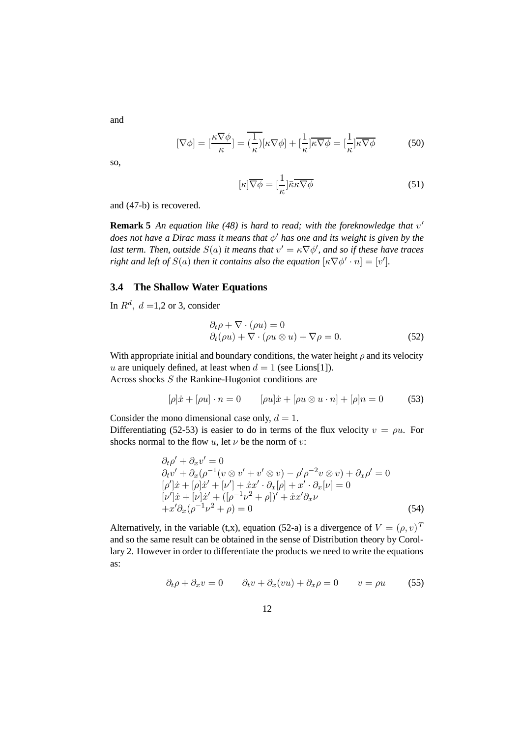and

$$[\nabla\phi] = [\frac{\kappa\nabla\phi}{\kappa}] = \overline{(\frac{1}{\kappa})}[\kappa\nabla\phi] + [\frac{1}{\kappa}]\overline{\kappa\nabla\phi} = [\frac{1}{\kappa}]\overline{\kappa\nabla\phi} \tag{50}$$

so,

$$[\kappa]\overline{\nabla\phi} = [\frac{1}{\kappa}]\bar{\kappa}\overline{\kappa\nabla\phi} \tag{51}$$

and (47-b) is recovered.

**Remark 5** *An equation like (48) is hard to read; with the foreknowledge that $v'$ does not have a Dirac mass it means that $\phi'$ has one and its weight is given by the last term. Then, outside $S(a)$ it means that $v' = \kappa\nabla\phi'$, and so if these have traces right and left of $S(a)$ then it contains also the equation $[\kappa\nabla\phi' \cdot n] = [v']$.*

### 3.4 The Shallow Water Equations

In $R^d$, $d$ =1,2 or 3, consider

$$\begin{aligned}
&\partial_t\rho + \nabla\cdot(\rho u) = 0 \\
&\partial_t(\rho u) + \nabla\cdot(\rho u \otimes u) + \nabla\rho = 0.
\end{aligned} \tag{52}$$

With appropriate initial and boundary conditions, the water height $\rho$ and its velocity $u$ are uniquely defined, at least when $d = 1$ (see Lions[1]).
Across shocks $S$ the Rankine-Hugoniot conditions are

$$[\rho]\dot{x} + [\rho u]\cdot n = 0 \qquad [\rho u]\dot{x} + [\rho u \otimes u \cdot n] + [\rho]n = 0 \tag{53}$$

Consider the mono dimensional case only, $d = 1$.
Differentiating (52-53) is easier to do in terms of the flux velocity $v = \rho u$. For shocks normal to the flow $u$, let $\nu$ be the norm of $v$:

$$\begin{aligned}
&\partial_t\rho' + \partial_x v' = 0 \\
&\partial_t v' + \partial_x(\rho^{-1}(v\otimes v' + v'\otimes v) - \rho'\rho^{-2}v\otimes v) + \partial_x\rho' = 0 \\
&[\rho']\dot{x} + [\rho]\dot{x}' + [\nu'] + \dot{x}x'\cdot\partial_x[\rho] + x'\cdot\partial_x[\nu] = 0 \\
&[\nu']\dot{x} + [\nu]\dot{x}' + ([\rho^{-1}\nu^2 + \rho])' + \dot{x}x'\partial_x\nu \\
&+x'\partial_x(\rho^{-1}\nu^2 + \rho) = 0
\end{aligned} \tag{54}$$

Alternatively, in the variable (t,x), equation (52-a) is a divergence of $V = (\rho, v)^T$ and so the same result can be obtained in the sense of Distribution theory by Corollary 2. However in order to differentiate the products we need to write the equations as:

$$\partial_t\rho + \partial_x v = 0 \qquad \partial_t v + \partial_x(vu) + \partial_x\rho = 0 \qquad v = \rho u \tag{55}$$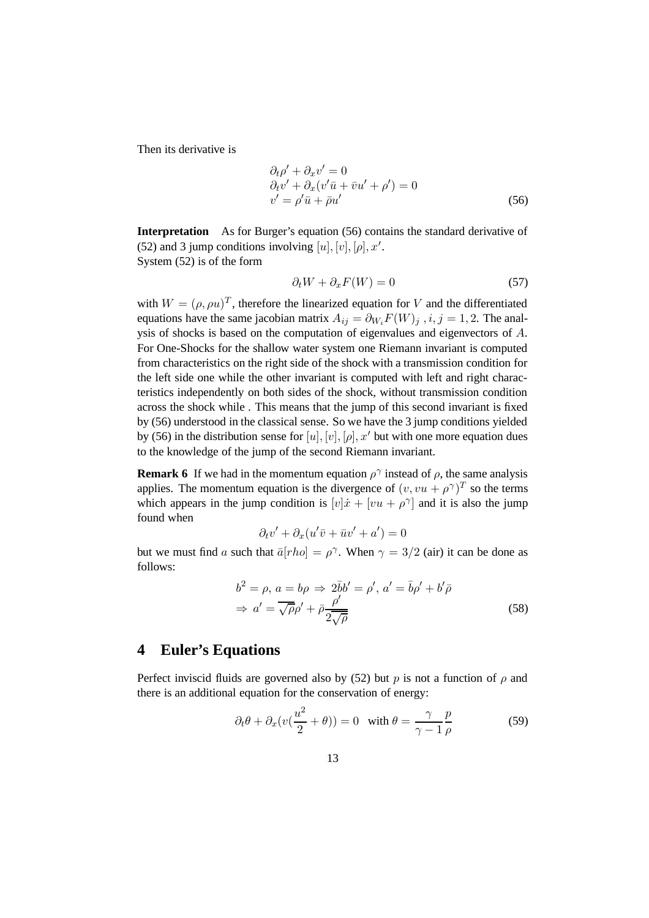Then its derivative is

$$
\begin{aligned}
&\partial_t \rho' + \partial_x v' = 0 \\
&\partial_t v' + \partial_x (v'\bar{u} + \bar{v}u' + \rho') = 0 \\
&v' = \rho'\bar{u} + \bar{\rho}u'
\end{aligned}
\tag{56}
$$

**Interpretation** As for Burger's equation (56) contains the standard derivative of (52) and 3 jump conditions involving $[u], [v], [\rho], x'$.
System (52) is of the form

$$
\partial_t W + \partial_x F(W) = 0 \tag{57}
$$

with $W = (\rho, \rho u)^T$, therefore the linearized equation for $V$ and the differentiated equations have the same jacobian matrix $A_{ij} = \partial_{W_i} F(W)_j$ , $i, j = 1, 2$. The analysis of shocks is based on the computation of eigenvalues and eigenvectors of $A$. For One-Shocks for the shallow water system one Riemann invariant is computed from characteristics on the right side of the shock with a transmission condition for the left side one while the other invariant is computed with left and right characteristics independently on both sides of the shock, without transmission condition across the shock while . This means that the jump of this second invariant is fixed by (56) understood in the classical sense. So we have the 3 jump conditions yielded by (56) in the distribution sense for $[u], [v], [\rho], x'$ but with one more equation dues to the knowledge of the jump of the second Riemann invariant.

**Remark 6** If we had in the momentum equation $\rho^\gamma$ instead of $\rho$, the same analysis applies. The momentum equation is the divergence of $(v, vu + \rho^\gamma)^T$ so the terms which appears in the jump condition is $[v]\dot{x} + [vu + \rho^\gamma]$ and it is also the jump found when

$$
\partial_t v' + \partial_x (u'\bar{v} + \bar{u}v' + a') = 0
$$

but we must find $a$ such that $\bar{a}[rho] = \rho^\gamma$. When $\gamma = 3/2$ (air) it can be done as follows:

$$
\begin{aligned}
&b^2 = \rho,\ a = b\rho \ \Rightarrow\ 2\bar{b}b' = \rho',\ a' = \bar{b}\rho' + b'\bar{\rho} \\
&\Rightarrow\ a' = \overline{\sqrt{\rho}}\rho' + \bar{\rho}\frac{\rho'}{2\overline{\sqrt{\rho}}}
\end{aligned}
\tag{58}
$$

## 4 Euler's Equations

Perfect inviscid fluids are governed also by (52) but $p$ is not a function of $\rho$ and there is an additional equation for the conservation of energy:

$$
\partial_t \theta + \partial_x \left(v\left(\frac{u^2}{2} + \theta\right)\right) = 0 \quad \text{with } \theta = \frac{\gamma}{\gamma - 1}\frac{p}{\rho} \tag{59}
$$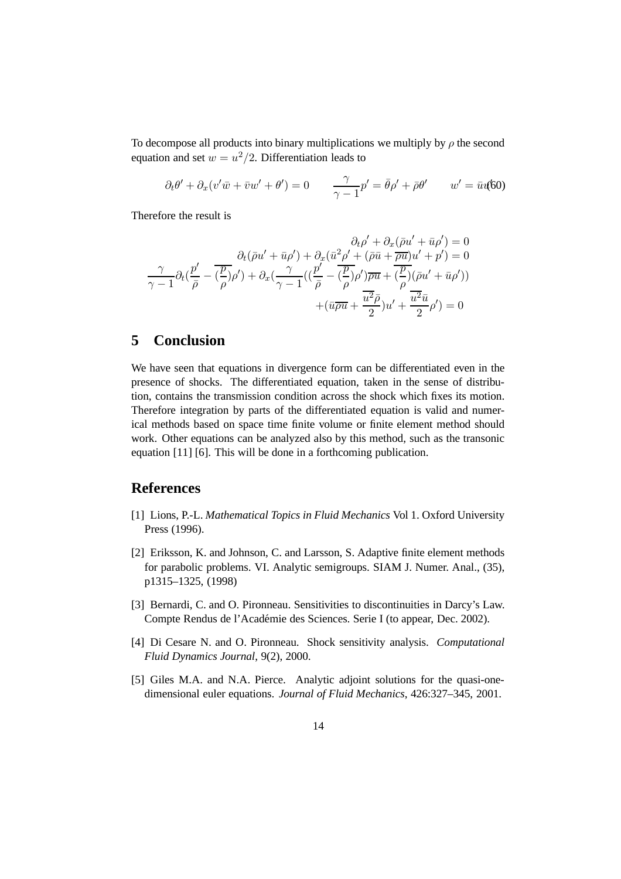To decompose all products into binary multiplications we multiply by $\rho$ the second equation and set $w = u^2/2$. Differentiation leads to

$$\partial_t \theta' + \partial_x (v'\bar{w} + \bar{v}w' + \theta') = 0 \qquad \frac{\gamma}{\gamma - 1} p' = \bar{\theta}\rho' + \bar{\rho}\theta' \qquad w' = \bar{u}u' \tag{60}$$

Therefore the result is

$$\partial_t \rho' + \partial_x(\bar{\rho}u' + \bar{u}\rho') = 0$$
$$\partial_t(\bar{\rho}u' + \bar{u}\rho') + \partial_x(\bar{u}^2\rho' + (\bar{\rho}\bar{u} + \overline{\rho u})u' + p') = 0$$
$$\frac{\gamma}{\gamma - 1}\partial_t(\frac{p'}{\bar{\rho}} - (\overline{\frac{p}{\rho}})\rho') + \partial_x(\frac{\gamma}{\gamma - 1}((\frac{p'}{\bar{\rho}} - (\overline{\frac{p}{\rho}})\rho')\overline{\rho u} + (\overline{\frac{p}{\rho}})(\bar{\rho}u' + \bar{u}\rho'))$$
$$+ (\bar{u}\overline{\rho u} + \frac{\overline{u^2}\bar{\rho}}{2})u' + \frac{\overline{u^2}\bar{u}}{2}\rho') = 0$$

## 5 Conclusion

We have seen that equations in divergence form can be differentiated even in the presence of shocks. The differentiated equation, taken in the sense of distribution, contains the transmission condition across the shock which fixes its motion. Therefore integration by parts of the differentiated equation is valid and numerical methods based on space time finite volume or finite element method should work. Other equations can be analyzed also by this method, such as the transonic equation [11] [6]. This will be done in a forthcoming publication.

## References

[1] Lions, P.-L. *Mathematical Topics in Fluid Mechanics* Vol 1. Oxford University Press (1996).

[2] Eriksson, K. and Johnson, C. and Larsson, S. Adaptive finite element methods for parabolic problems. VI. Analytic semigroups. SIAM J. Numer. Anal., (35), p1315–1325, (1998)

[3] Bernardi, C. and O. Pironneau. Sensitivities to discontinuities in Darcy's Law. Compte Rendus de l'Académie des Sciences. Serie I (to appear, Dec. 2002).

[4] Di Cesare N. and O. Pironneau. Shock sensitivity analysis. *Computational Fluid Dynamics Journal*, 9(2), 2000.

[5] Giles M.A. and N.A. Pierce. Analytic adjoint solutions for the quasi-one-dimensional euler equations. *Journal of Fluid Mechanics*, 426:327–345, 2001.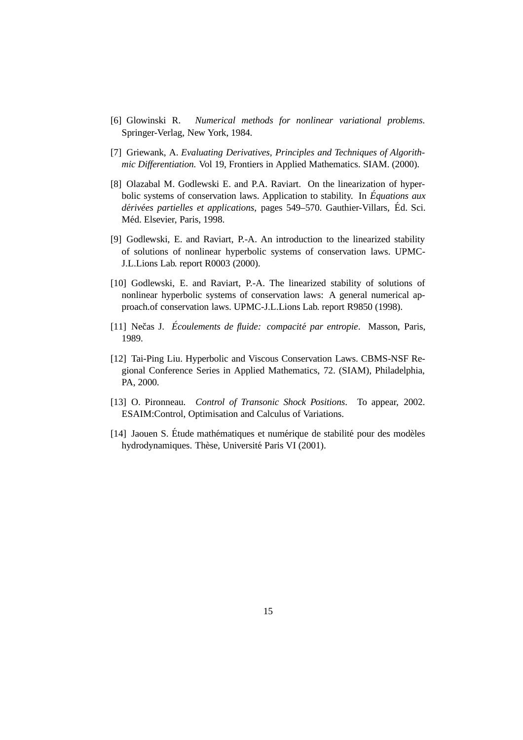[6] Glowinski R. *Numerical methods for nonlinear variational problems*. Springer-Verlag, New York, 1984.

[7] Griewank, A. *Evaluating Derivatives, Principles and Techniques of Algorithmic Differentiation.* Vol 19, Frontiers in Applied Mathematics. SIAM. (2000).

[8] Olazabal M. Godlewski E. and P.A. Raviart. On the linearization of hyperbolic systems of conservation laws. Application to stability. In *Équations aux dérivées partielles et applications*, pages 549–570. Gauthier-Villars, Éd. Sci. Méd. Elsevier, Paris, 1998.

[9] Godlewski, E. and Raviart, P.-A. An introduction to the linearized stability of solutions of nonlinear hyperbolic systems of conservation laws. UPMC-J.L.Lions Lab. report R0003 (2000).

[10] Godlewski, E. and Raviart, P.-A. The linearized stability of solutions of nonlinear hyperbolic systems of conservation laws: A general numerical approach.of conservation laws. UPMC-J.L.Lions Lab. report R9850 (1998).

[11] Nečas J. *Écoulements de fluide: compacité par entropie*. Masson, Paris, 1989.

[12] Tai-Ping Liu. Hyperbolic and Viscous Conservation Laws. CBMS-NSF Regional Conference Series in Applied Mathematics, 72. (SIAM), Philadelphia, PA, 2000.

[13] O. Pironneau. *Control of Transonic Shock Positions*. To appear, 2002. ESAIM:Control, Optimisation and Calculus of Variations.

[14] Jaouen S. Étude mathématiques et numérique de stabilité pour des modèles hydrodynamiques. Thèse, Université Paris VI (2001).